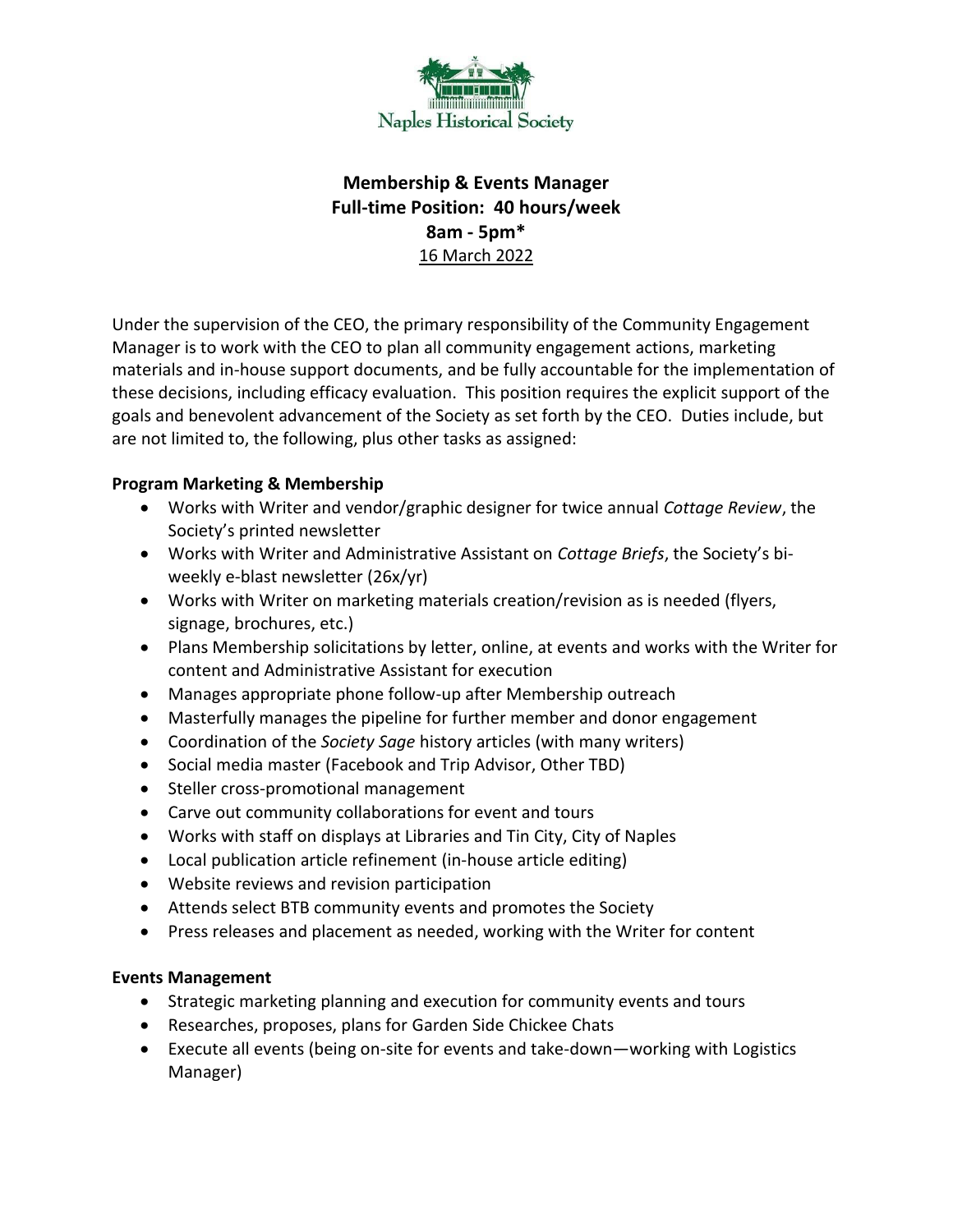Naples Historical Society

**Membership & Events Manager**
**Full-time Position: 40 hours/week**
**8am - 5pm***
16 March 2022

Under the supervision of the CEO, the primary responsibility of the Community Engagement Manager is to work with the CEO to plan all community engagement actions, marketing materials and in-house support documents, and be fully accountable for the implementation of these decisions, including efficacy evaluation. This position requires the explicit support of the goals and benevolent advancement of the Society as set forth by the CEO. Duties include, but are not limited to, the following, plus other tasks as assigned:

**Program Marketing & Membership**

- Works with Writer and vendor/graphic designer for twice annual *Cottage Review*, the Society's printed newsletter
- Works with Writer and Administrative Assistant on *Cottage Briefs*, the Society's bi-weekly e-blast newsletter (26x/yr)
- Works with Writer on marketing materials creation/revision as is needed (flyers, signage, brochures, etc.)
- Plans Membership solicitations by letter, online, at events and works with the Writer for content and Administrative Assistant for execution
- Manages appropriate phone follow-up after Membership outreach
- Masterfully manages the pipeline for further member and donor engagement
- Coordination of the *Society Sage* history articles (with many writers)
- Social media master (Facebook and Trip Advisor, Other TBD)
- Steller cross-promotional management
- Carve out community collaborations for event and tours
- Works with staff on displays at Libraries and Tin City, City of Naples
- Local publication article refinement (in-house article editing)
- Website reviews and revision participation
- Attends select BTB community events and promotes the Society
- Press releases and placement as needed, working with the Writer for content

**Events Management**

- Strategic marketing planning and execution for community events and tours
- Researches, proposes, plans for Garden Side Chickee Chats
- Execute all events (being on-site for events and take-down—working with Logistics Manager)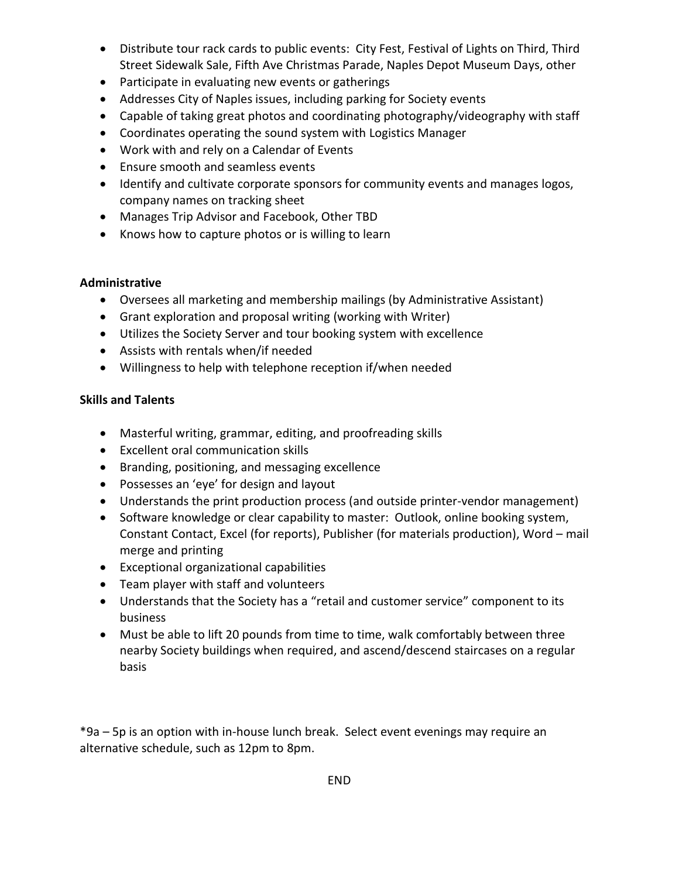- Distribute tour rack cards to public events: City Fest, Festival of Lights on Third, Third Street Sidewalk Sale, Fifth Ave Christmas Parade, Naples Depot Museum Days, other
- Participate in evaluating new events or gatherings
- Addresses City of Naples issues, including parking for Society events
- Capable of taking great photos and coordinating photography/videography with staff
- Coordinates operating the sound system with Logistics Manager
- Work with and rely on a Calendar of Events
- Ensure smooth and seamless events
- Identify and cultivate corporate sponsors for community events and manages logos, company names on tracking sheet
- Manages Trip Advisor and Facebook, Other TBD
- Knows how to capture photos or is willing to learn

**Administrative**

- Oversees all marketing and membership mailings (by Administrative Assistant)
- Grant exploration and proposal writing (working with Writer)
- Utilizes the Society Server and tour booking system with excellence
- Assists with rentals when/if needed
- Willingness to help with telephone reception if/when needed

**Skills and Talents**

- Masterful writing, grammar, editing, and proofreading skills
- Excellent oral communication skills
- Branding, positioning, and messaging excellence
- Possesses an 'eye' for design and layout
- Understands the print production process (and outside printer-vendor management)
- Software knowledge or clear capability to master: Outlook, online booking system, Constant Contact, Excel (for reports), Publisher (for materials production), Word – mail merge and printing
- Exceptional organizational capabilities
- Team player with staff and volunteers
- Understands that the Society has a "retail and customer service" component to its business
- Must be able to lift 20 pounds from time to time, walk comfortably between three nearby Society buildings when required, and ascend/descend staircases on a regular basis

*9a – 5p is an option with in-house lunch break. Select event evenings may require an alternative schedule, such as 12pm to 8pm.

END